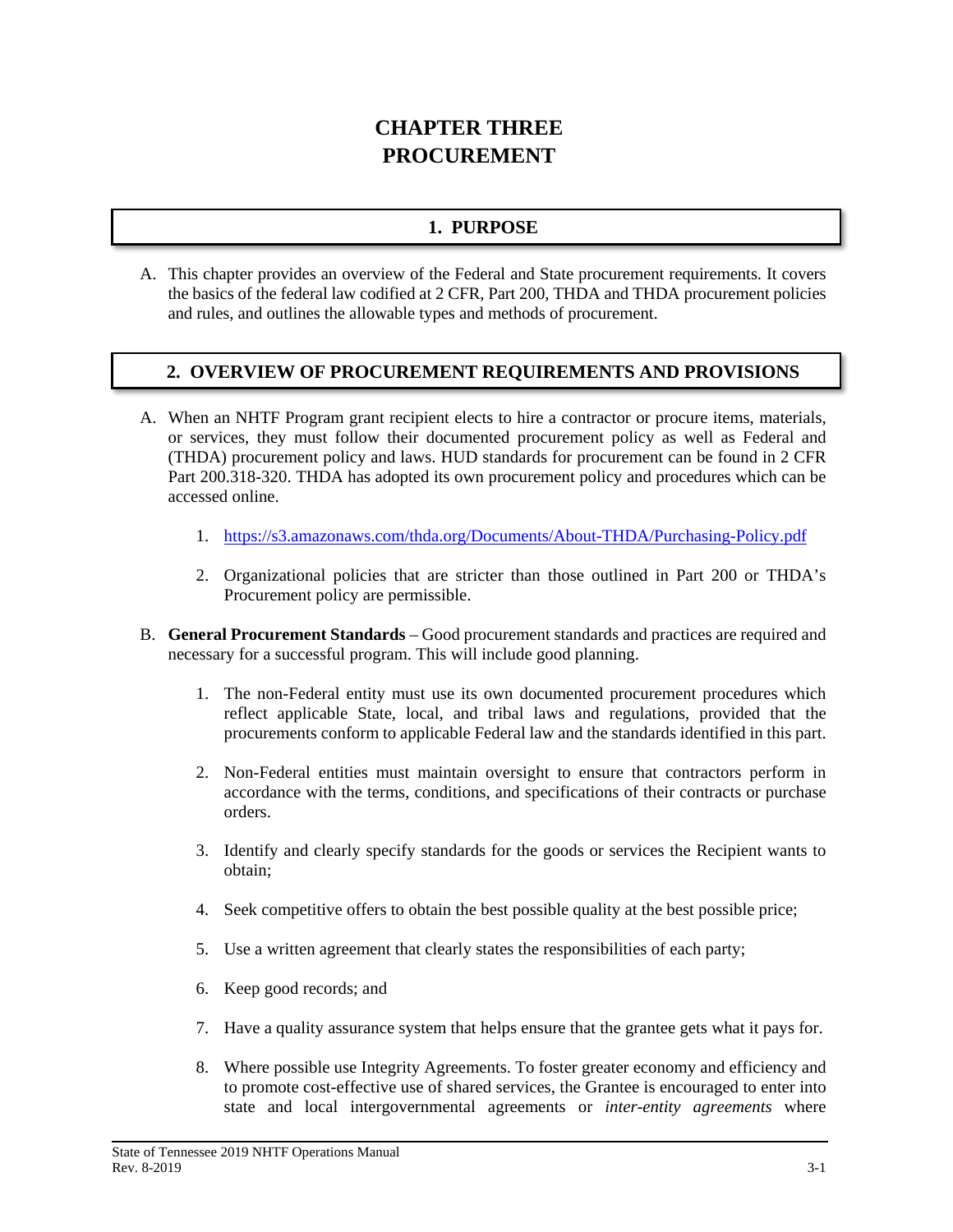# CHAPTER THREE
# PROCUREMENT

## 1. PURPOSE

A. This chapter provides an overview of the Federal and State procurement requirements. It covers the basics of the federal law codified at 2 CFR, Part 200, THDA and THDA procurement policies and rules, and outlines the allowable types and methods of procurement.

## 2. OVERVIEW OF PROCUREMENT REQUIREMENTS AND PROVISIONS

A. When an NHTF Program grant recipient elects to hire a contractor or procure items, materials, or services, they must follow their documented procurement policy as well as Federal and (THDA) procurement policy and laws. HUD standards for procurement can be found in 2 CFR Part 200.318-320. THDA has adopted its own procurement policy and procedures which can be accessed online.

1. https://s3.amazonaws.com/thda.org/Documents/About-THDA/Purchasing-Policy.pdf

2. Organizational policies that are stricter than those outlined in Part 200 or THDA's Procurement policy are permissible.

B. **General Procurement Standards** – Good procurement standards and practices are required and necessary for a successful program. This will include good planning.

1. The non-Federal entity must use its own documented procurement procedures which reflect applicable State, local, and tribal laws and regulations, provided that the procurements conform to applicable Federal law and the standards identified in this part.

2. Non-Federal entities must maintain oversight to ensure that contractors perform in accordance with the terms, conditions, and specifications of their contracts or purchase orders.

3. Identify and clearly specify standards for the goods or services the Recipient wants to obtain;

4. Seek competitive offers to obtain the best possible quality at the best possible price;

5. Use a written agreement that clearly states the responsibilities of each party;

6. Keep good records; and

7. Have a quality assurance system that helps ensure that the grantee gets what it pays for.

8. Where possible use Integrity Agreements. To foster greater economy and efficiency and to promote cost-effective use of shared services, the Grantee is encouraged to enter into state and local intergovernmental agreements or *inter-entity agreements* where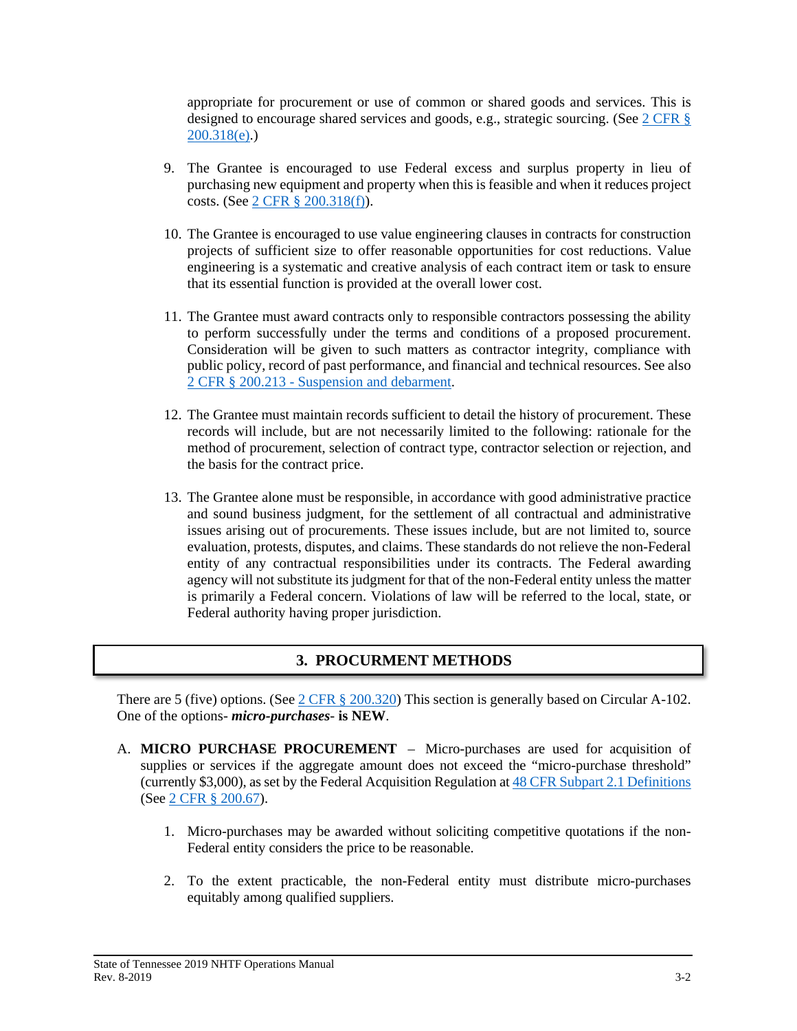appropriate for procurement or use of common or shared goods and services. This is designed to encourage shared services and goods, e.g., strategic sourcing. (See [2 CFR § 200.318(e)](#).)

9. The Grantee is encouraged to use Federal excess and surplus property in lieu of purchasing new equipment and property when this is feasible and when it reduces project costs. (See [2 CFR § 200.318(f)](#)).

10. The Grantee is encouraged to use value engineering clauses in contracts for construction projects of sufficient size to offer reasonable opportunities for cost reductions. Value engineering is a systematic and creative analysis of each contract item or task to ensure that its essential function is provided at the overall lower cost.

11. The Grantee must award contracts only to responsible contractors possessing the ability to perform successfully under the terms and conditions of a proposed procurement. Consideration will be given to such matters as contractor integrity, compliance with public policy, record of past performance, and financial and technical resources. See also [2 CFR § 200.213 - Suspension and debarment](#).

12. The Grantee must maintain records sufficient to detail the history of procurement. These records will include, but are not necessarily limited to the following: rationale for the method of procurement, selection of contract type, contractor selection or rejection, and the basis for the contract price.

13. The Grantee alone must be responsible, in accordance with good administrative practice and sound business judgment, for the settlement of all contractual and administrative issues arising out of procurements. These issues include, but are not limited to, source evaluation, protests, disputes, and claims. These standards do not relieve the non-Federal entity of any contractual responsibilities under its contracts. The Federal awarding agency will not substitute its judgment for that of the non-Federal entity unless the matter is primarily a Federal concern. Violations of law will be referred to the local, state, or Federal authority having proper jurisdiction.

## 3. PROCURMENT METHODS

There are 5 (five) options. (See [2 CFR § 200.320](#)) This section is generally based on Circular A-102. One of the options- ***micro-purchases*-** **is NEW**.

A. **MICRO PURCHASE PROCUREMENT** – Micro-purchases are used for acquisition of supplies or services if the aggregate amount does not exceed the "micro-purchase threshold" (currently $3,000), as set by the Federal Acquisition Regulation at [48 CFR Subpart 2.1 Definitions](#) (See [2 CFR § 200.67](#)).

   1. Micro-purchases may be awarded without soliciting competitive quotations if the non-Federal entity considers the price to be reasonable.

   2. To the extent practicable, the non-Federal entity must distribute micro-purchases equitably among qualified suppliers.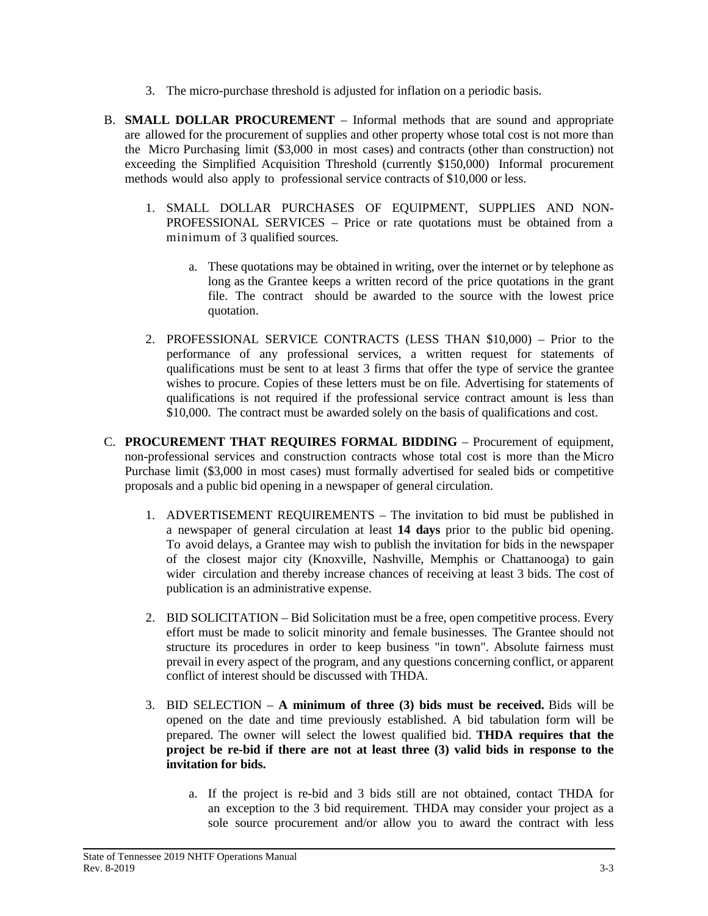3. The micro-purchase threshold is adjusted for inflation on a periodic basis.

B. **SMALL DOLLAR PROCUREMENT** – Informal methods that are sound and appropriate are allowed for the procurement of supplies and other property whose total cost is not more than the Micro Purchasing limit ($3,000 in most cases) and contracts (other than construction) not exceeding the Simplified Acquisition Threshold (currently $150,000) Informal procurement methods would also apply to professional service contracts of $10,000 or less.

   1. SMALL DOLLAR PURCHASES OF EQUIPMENT, SUPPLIES AND NON-PROFESSIONAL SERVICES – Price or rate quotations must be obtained from a minimum of 3 qualified sources.

      a. These quotations may be obtained in writing, over the internet or by telephone as long as the Grantee keeps a written record of the price quotations in the grant file. The contract should be awarded to the source with the lowest price quotation.

   2. PROFESSIONAL SERVICE CONTRACTS (LESS THAN $10,000) – Prior to the performance of any professional services, a written request for statements of qualifications must be sent to at least 3 firms that offer the type of service the grantee wishes to procure. Copies of these letters must be on file. Advertising for statements of qualifications is not required if the professional service contract amount is less than $10,000. The contract must be awarded solely on the basis of qualifications and cost.

C. **PROCUREMENT THAT REQUIRES FORMAL BIDDING** – Procurement of equipment, non-professional services and construction contracts whose total cost is more than the Micro Purchase limit ($3,000 in most cases) must formally advertised for sealed bids or competitive proposals and a public bid opening in a newspaper of general circulation.

   1. ADVERTISEMENT REQUIREMENTS – The invitation to bid must be published in a newspaper of general circulation at least **14 days** prior to the public bid opening. To avoid delays, a Grantee may wish to publish the invitation for bids in the newspaper of the closest major city (Knoxville, Nashville, Memphis or Chattanooga) to gain wider circulation and thereby increase chances of receiving at least 3 bids. The cost of publication is an administrative expense.

   2. BID SOLICITATION – Bid Solicitation must be a free, open competitive process. Every effort must be made to solicit minority and female businesses. The Grantee should not structure its procedures in order to keep business "in town". Absolute fairness must prevail in every aspect of the program, and any questions concerning conflict, or apparent conflict of interest should be discussed with THDA.

   3. BID SELECTION – **A minimum of three (3) bids must be received.** Bids will be opened on the date and time previously established. A bid tabulation form will be prepared. The owner will select the lowest qualified bid. **THDA requires that the project be re-bid if there are not at least three (3) valid bids in response to the invitation for bids.**

      a. If the project is re-bid and 3 bids still are not obtained, contact THDA for an exception to the 3 bid requirement. THDA may consider your project as a sole source procurement and/or allow you to award the contract with less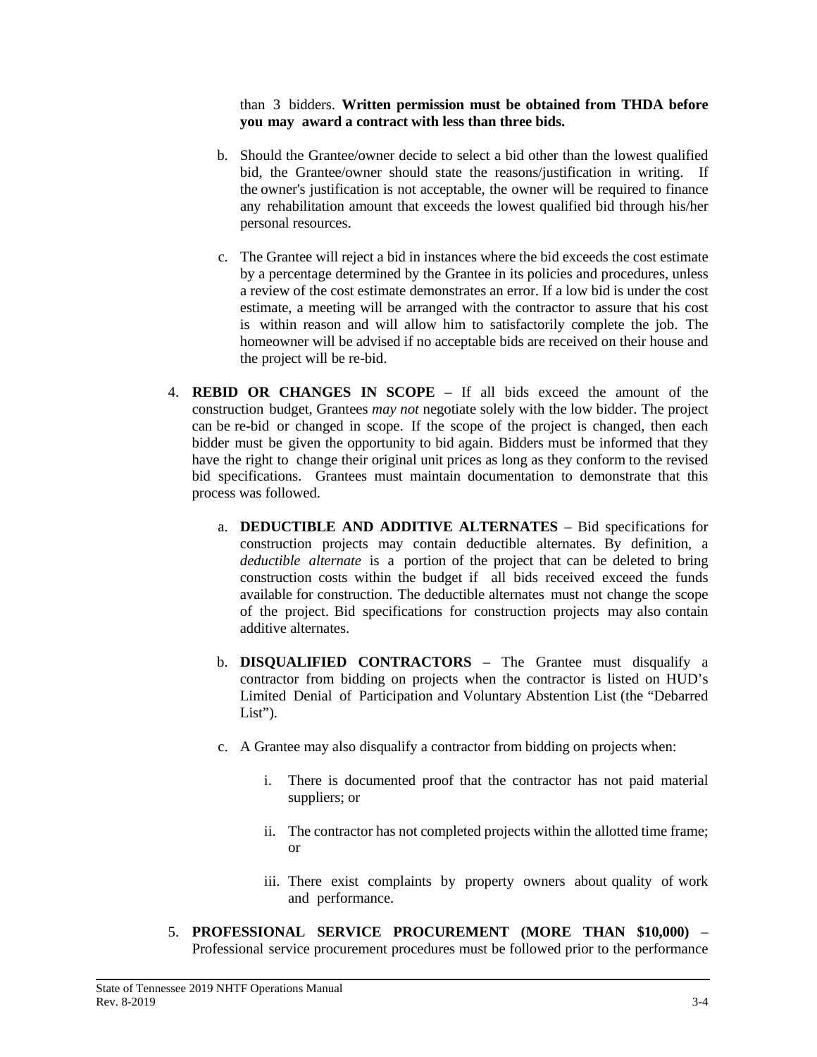than 3 bidders. **Written permission must be obtained from THDA before you may award a contract with less than three bids.**

b. Should the Grantee/owner decide to select a bid other than the lowest qualified bid, the Grantee/owner should state the reasons/justification in writing. If the owner's justification is not acceptable, the owner will be required to finance any rehabilitation amount that exceeds the lowest qualified bid through his/her personal resources.

c. The Grantee will reject a bid in instances where the bid exceeds the cost estimate by a percentage determined by the Grantee in its policies and procedures, unless a review of the cost estimate demonstrates an error. If a low bid is under the cost estimate, a meeting will be arranged with the contractor to assure that his cost is within reason and will allow him to satisfactorily complete the job. The homeowner will be advised if no acceptable bids are received on their house and the project will be re-bid.

4. **REBID OR CHANGES IN SCOPE** – If all bids exceed the amount of the construction budget, Grantees *may not* negotiate solely with the low bidder. The project can be re-bid or changed in scope. If the scope of the project is changed, then each bidder must be given the opportunity to bid again. Bidders must be informed that they have the right to change their original unit prices as long as they conform to the revised bid specifications. Grantees must maintain documentation to demonstrate that this process was followed.

   a. **DEDUCTIBLE AND ADDITIVE ALTERNATES** – Bid specifications for construction projects may contain deductible alternates. By definition, a *deductible alternate* is a portion of the project that can be deleted to bring construction costs within the budget if all bids received exceed the funds available for construction. The deductible alternates must not change the scope of the project. Bid specifications for construction projects may also contain additive alternates.

   b. **DISQUALIFIED CONTRACTORS** – The Grantee must disqualify a contractor from bidding on projects when the contractor is listed on HUD's Limited Denial of Participation and Voluntary Abstention List (the "Debarred List").

   c. A Grantee may also disqualify a contractor from bidding on projects when:

      i. There is documented proof that the contractor has not paid material suppliers; or

      ii. The contractor has not completed projects within the allotted time frame; or

      iii. There exist complaints by property owners about quality of work and performance.

5. **PROFESSIONAL SERVICE PROCUREMENT (MORE THAN $10,000)** – Professional service procurement procedures must be followed prior to the performance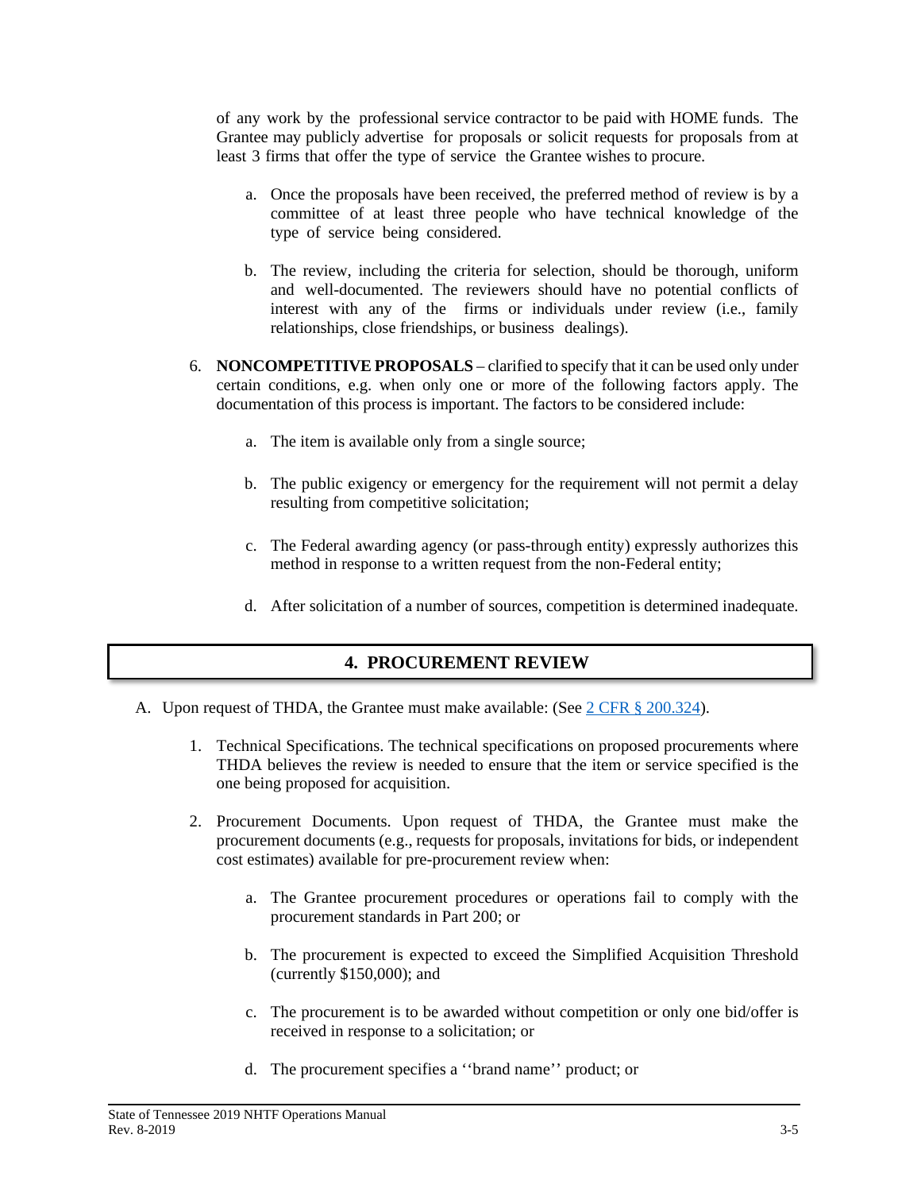of any work by the professional service contractor to be paid with HOME funds. The Grantee may publicly advertise for proposals or solicit requests for proposals from at least 3 firms that offer the type of service the Grantee wishes to procure.

a. Once the proposals have been received, the preferred method of review is by a committee of at least three people who have technical knowledge of the type of service being considered.

b. The review, including the criteria for selection, should be thorough, uniform and well-documented. The reviewers should have no potential conflicts of interest with any of the firms or individuals under review (i.e., family relationships, close friendships, or business dealings).

6. **NONCOMPETITIVE PROPOSALS** – clarified to specify that it can be used only under certain conditions, e.g. when only one or more of the following factors apply. The documentation of this process is important. The factors to be considered include:

   a. The item is available only from a single source;

   b. The public exigency or emergency for the requirement will not permit a delay resulting from competitive solicitation;

   c. The Federal awarding agency (or pass-through entity) expressly authorizes this method in response to a written request from the non-Federal entity;

   d. After solicitation of a number of sources, competition is determined inadequate.

## 4. PROCUREMENT REVIEW

A. Upon request of THDA, the Grantee must make available: (See [2 CFR § 200.324](https://www.ecfr.gov/)).

1. Technical Specifications. The technical specifications on proposed procurements where THDA believes the review is needed to ensure that the item or service specified is the one being proposed for acquisition.

2. Procurement Documents. Upon request of THDA, the Grantee must make the procurement documents (e.g., requests for proposals, invitations for bids, or independent cost estimates) available for pre-procurement review when:

   a. The Grantee procurement procedures or operations fail to comply with the procurement standards in Part 200; or

   b. The procurement is expected to exceed the Simplified Acquisition Threshold (currently $150,000); and

   c. The procurement is to be awarded without competition or only one bid/offer is received in response to a solicitation; or

   d. The procurement specifies a ''brand name'' product; or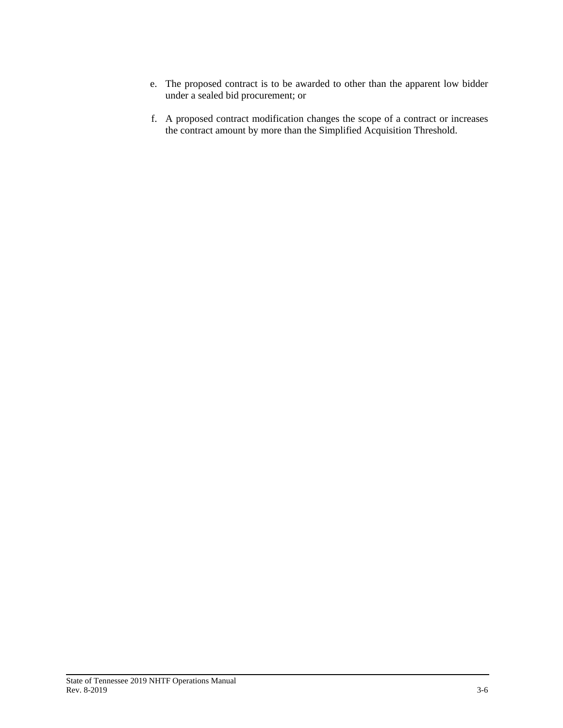e. The proposed contract is to be awarded to other than the apparent low bidder under a sealed bid procurement; or

f. A proposed contract modification changes the scope of a contract or increases the contract amount by more than the Simplified Acquisition Threshold.